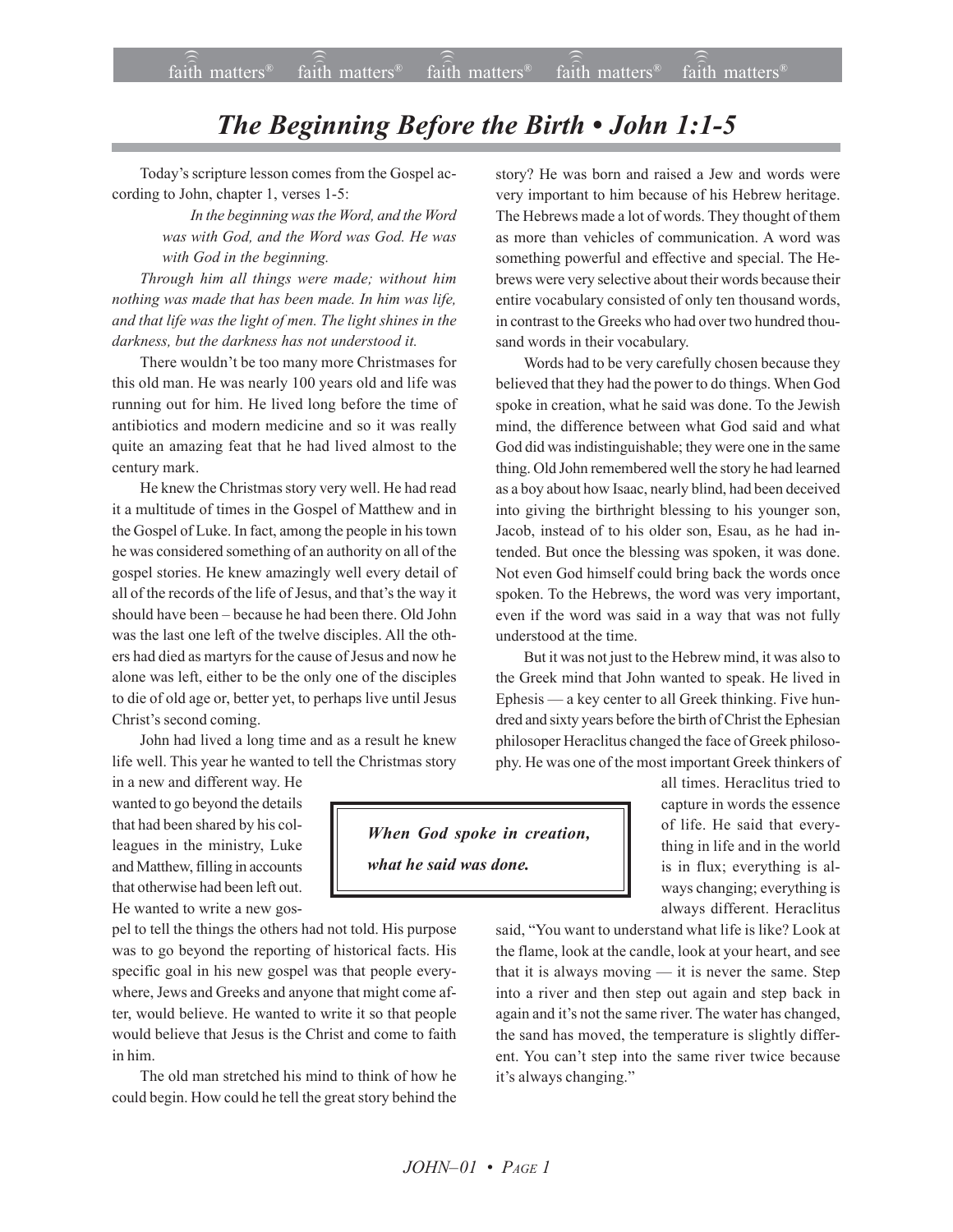# *The Beginning Before the Birth • John 1:1-5*

Today's scripture lesson comes from the Gospel according to John, chapter 1, verses 1-5:

> *In the beginning was the Word, and the Word was with God, and the Word was God. He was with God in the beginning.*
>
> *Through him all things were made; without him nothing was made that has been made. In him was life, and that life was the light of men. The light shines in the darkness, but the darkness has not understood it.*

There wouldn't be too many more Christmases for this old man. He was nearly 100 years old and life was running out for him. He lived long before the time of antibiotics and modern medicine and so it was really quite an amazing feat that he had lived almost to the century mark.

He knew the Christmas story very well. He had read it a multitude of times in the Gospel of Matthew and in the Gospel of Luke. In fact, among the people in his town he was considered something of an authority on all of the gospel stories. He knew amazingly well every detail of all of the records of the life of Jesus, and that's the way it should have been – because he had been there. Old John was the last one left of the twelve disciples. All the others had died as martyrs for the cause of Jesus and now he alone was left, either to be the only one of the disciples to die of old age or, better yet, to perhaps live until Jesus Christ's second coming.

John had lived a long time and as a result he knew life well. This year he wanted to tell the Christmas story in a new and different way. He wanted to go beyond the details that had been shared by his colleagues in the ministry, Luke and Matthew, filling in accounts that otherwise had been left out. He wanted to write a new gospel to tell the things the others had not told. His purpose was to go beyond the reporting of historical facts. His specific goal in his new gospel was that people everywhere, Jews and Greeks and anyone that might come after, would believe. He wanted to write it so that people would believe that Jesus is the Christ and come to faith in him.

The old man stretched his mind to think of how he could begin. How could he tell the great story behind the story? He was born and raised a Jew and words were very important to him because of his Hebrew heritage. The Hebrews made a lot of words. They thought of them as more than vehicles of communication. A word was something powerful and effective and special. The Hebrews were very selective about their words because their entire vocabulary consisted of only ten thousand words, in contrast to the Greeks who had over two hundred thousand words in their vocabulary.

Words had to be very carefully chosen because they believed that they had the power to do things. When God spoke in creation, what he said was done. To the Jewish mind, the difference between what God said and what God did was indistinguishable; they were one in the same thing. Old John remembered well the story he had learned as a boy about how Isaac, nearly blind, had been deceived into giving the birthright blessing to his younger son, Jacob, instead of to his older son, Esau, as he had intended. But once the blessing was spoken, it was done. Not even God himself could bring back the words once spoken. To the Hebrews, the word was very important, even if the word was said in a way that was not fully understood at the time.

> ***When God spoke in creation, what he said was done.***

But it was not just to the Hebrew mind, it was also to the Greek mind that John wanted to speak. He lived in Ephesis — a key center to all Greek thinking. Five hundred and sixty years before the birth of Christ the Ephesian philosoper Heraclitus changed the face of Greek philosophy. He was one of the most important Greek thinkers of all times. Heraclitus tried to capture in words the essence of life. He said that everything in life and in the world is in flux; everything is always changing; everything is always different. Heraclitus said, "You want to understand what life is like? Look at the flame, look at the candle, look at your heart, and see that it is always moving — it is never the same. Step into a river and then step out again and step back in again and it's not the same river. The water has changed, the sand has moved, the temperature is slightly different. You can't step into the same river twice because it's always changing."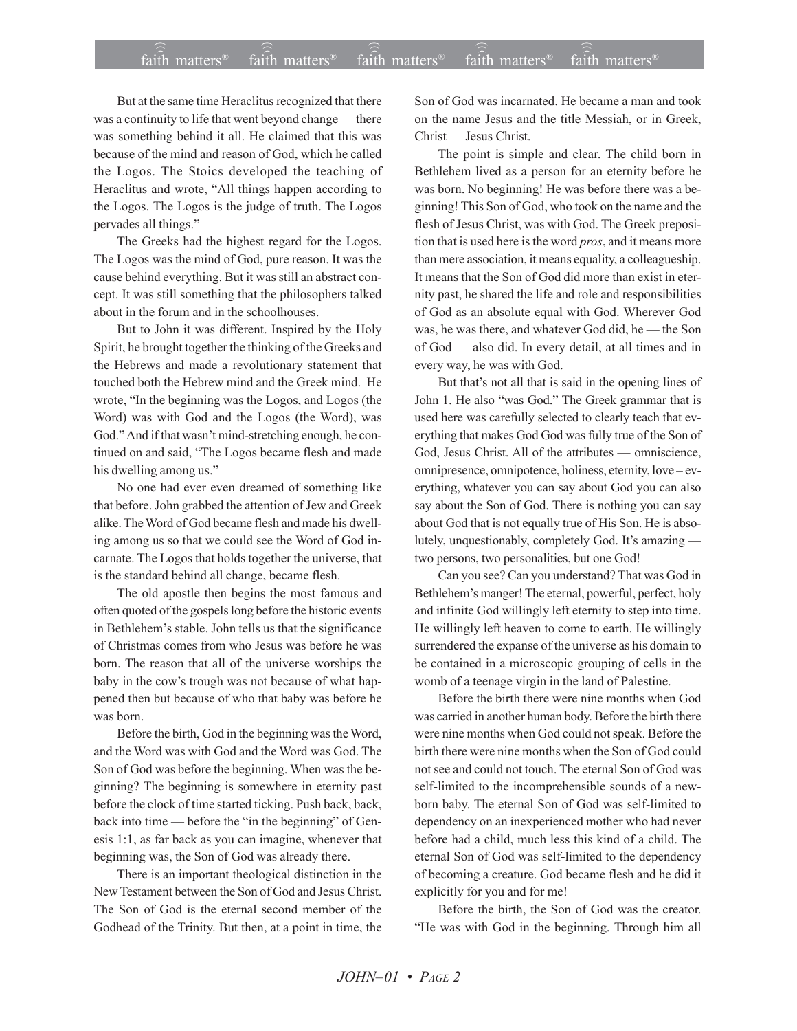But at the same time Heraclitus recognized that there was a continuity to life that went beyond change — there was something behind it all. He claimed that this was because of the mind and reason of God, which he called the Logos. The Stoics developed the teaching of Heraclitus and wrote, "All things happen according to the Logos. The Logos is the judge of truth. The Logos pervades all things."

The Greeks had the highest regard for the Logos. The Logos was the mind of God, pure reason. It was the cause behind everything. But it was still an abstract concept. It was still something that the philosophers talked about in the forum and in the schoolhouses.

But to John it was different. Inspired by the Holy Spirit, he brought together the thinking of the Greeks and the Hebrews and made a revolutionary statement that touched both the Hebrew mind and the Greek mind. He wrote, "In the beginning was the Logos, and Logos (the Word) was with God and the Logos (the Word), was God." And if that wasn't mind-stretching enough, he continued on and said, "The Logos became flesh and made his dwelling among us."

No one had ever even dreamed of something like that before. John grabbed the attention of Jew and Greek alike. The Word of God became flesh and made his dwelling among us so that we could see the Word of God incarnate. The Logos that holds together the universe, that is the standard behind all change, became flesh.

The old apostle then begins the most famous and often quoted of the gospels long before the historic events in Bethlehem's stable. John tells us that the significance of Christmas comes from who Jesus was before he was born. The reason that all of the universe worships the baby in the cow's trough was not because of what happened then but because of who that baby was before he was born.

Before the birth, God in the beginning was the Word, and the Word was with God and the Word was God. The Son of God was before the beginning. When was the beginning? The beginning is somewhere in eternity past before the clock of time started ticking. Push back, back, back into time — before the "in the beginning" of Genesis 1:1, as far back as you can imagine, whenever that beginning was, the Son of God was already there.

There is an important theological distinction in the New Testament between the Son of God and Jesus Christ. The Son of God is the eternal second member of the Godhead of the Trinity. But then, at a point in time, the Son of God was incarnated. He became a man and took on the name Jesus and the title Messiah, or in Greek, Christ — Jesus Christ.

The point is simple and clear. The child born in Bethlehem lived as a person for an eternity before he was born. No beginning! He was before there was a beginning! This Son of God, who took on the name and the flesh of Jesus Christ, was with God. The Greek preposition that is used here is the word *pros*, and it means more than mere association, it means equality, a colleagueship. It means that the Son of God did more than exist in eternity past, he shared the life and role and responsibilities of God as an absolute equal with God. Wherever God was, he was there, and whatever God did, he — the Son of God — also did. In every detail, at all times and in every way, he was with God.

But that's not all that is said in the opening lines of John 1. He also "was God." The Greek grammar that is used here was carefully selected to clearly teach that everything that makes God God was fully true of the Son of God, Jesus Christ. All of the attributes — omniscience, omnipresence, omnipotence, holiness, eternity, love – everything, whatever you can say about God you can also say about the Son of God. There is nothing you can say about God that is not equally true of His Son. He is absolutely, unquestionably, completely God. It's amazing — two persons, two personalities, but one God!

Can you see? Can you understand? That was God in Bethlehem's manger! The eternal, powerful, perfect, holy and infinite God willingly left eternity to step into time. He willingly left heaven to come to earth. He willingly surrendered the expanse of the universe as his domain to be contained in a microscopic grouping of cells in the womb of a teenage virgin in the land of Palestine.

Before the birth there were nine months when God was carried in another human body. Before the birth there were nine months when God could not speak. Before the birth there were nine months when the Son of God could not see and could not touch. The eternal Son of God was self-limited to the incomprehensible sounds of a newborn baby. The eternal Son of God was self-limited to dependency on an inexperienced mother who had never before had a child, much less this kind of a child. The eternal Son of God was self-limited to the dependency of becoming a creature. God became flesh and he did it explicitly for you and for me!

Before the birth, the Son of God was the creator. "He was with God in the beginning. Through him all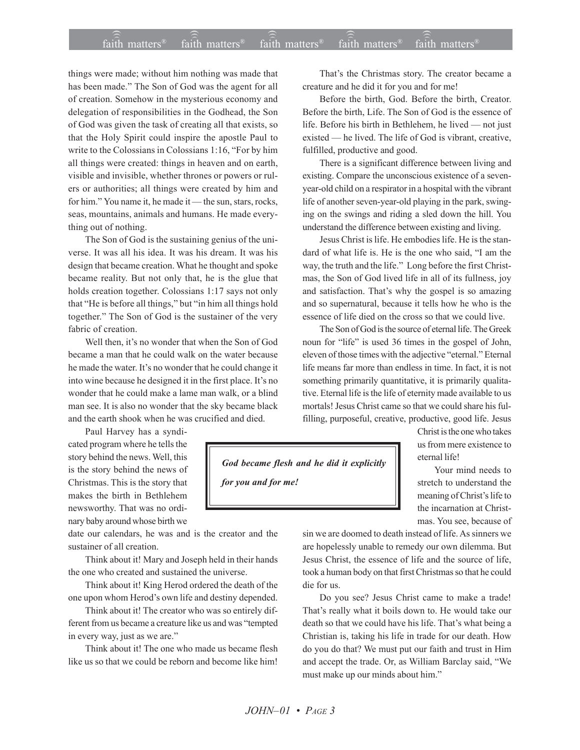things were made; without him nothing was made that has been made." The Son of God was the agent for all of creation. Somehow in the mysterious economy and delegation of responsibilities in the Godhead, the Son of God was given the task of creating all that exists, so that the Holy Spirit could inspire the apostle Paul to write to the Colossians in Colossians 1:16, "For by him all things were created: things in heaven and on earth, visible and invisible, whether thrones or powers or rulers or authorities; all things were created by him and for him." You name it, he made it — the sun, stars, rocks, seas, mountains, animals and humans. He made everything out of nothing.

The Son of God is the sustaining genius of the universe. It was all his idea. It was his dream. It was his design that became creation. What he thought and spoke became reality. But not only that, he is the glue that holds creation together. Colossians 1:17 says not only that "He is before all things," but "in him all things hold together." The Son of God is the sustainer of the very fabric of creation.

Well then, it's no wonder that when the Son of God became a man that he could walk on the water because he made the water. It's no wonder that he could change it into wine because he designed it in the first place. It's no wonder that he could make a lame man walk, or a blind man see. It is also no wonder that the sky became black and the earth shook when he was crucified and died.

Paul Harvey has a syndicated program where he tells the story behind the news. Well, this is the story behind the news of Christmas. This is the story that makes the birth in Bethlehem newsworthy. That was no ordinary baby around whose birth we date our calendars, he was and is the creator and the sustainer of all creation.

Think about it! Mary and Joseph held in their hands the one who created and sustained the universe.

Think about it! King Herod ordered the death of the one upon whom Herod's own life and destiny depended.

Think about it! The creator who was so entirely different from us became a creature like us and was "tempted in every way, just as we are."

Think about it! The one who made us became flesh like us so that we could be reborn and become like him!

That's the Christmas story. The creator became a creature and he did it for you and for me!

Before the birth, God. Before the birth, Creator. Before the birth, Life. The Son of God is the essence of life. Before his birth in Bethlehem, he lived — not just existed — he lived. The life of God is vibrant, creative, fulfilled, productive and good.

There is a significant difference between living and existing. Compare the unconscious existence of a seven-year-old child on a respirator in a hospital with the vibrant life of another seven-year-old playing in the park, swinging on the swings and riding a sled down the hill. You understand the difference between existing and living.

Jesus Christ is life. He embodies life. He is the standard of what life is. He is the one who said, "I am the way, the truth and the life." Long before the first Christmas, the Son of God lived life in all of its fullness, joy and satisfaction. That's why the gospel is so amazing and so supernatural, because it tells how he who is the essence of life died on the cross so that we could live.

The Son of God is the source of eternal life. The Greek noun for "life" is used 36 times in the gospel of John, eleven of those times with the adjective "eternal." Eternal life means far more than endless in time. In fact, it is not something primarily quantitative, it is primarily qualitative. Eternal life is the life of eternity made available to us mortals! Jesus Christ came so that we could share his fulfilling, purposeful, creative, productive, good life. Jesus Christ is the one who takes us from mere existence to eternal life!

> ***God became flesh and he did it explicitly for you and for me!***

Your mind needs to stretch to understand the meaning of Christ's life to the incarnation at Christmas. You see, because of sin we are doomed to death instead of life. As sinners we are hopelessly unable to remedy our own dilemma. But Jesus Christ, the essence of life and the source of life, took a human body on that first Christmas so that he could die for us.

Do you see? Jesus Christ came to make a trade! That's really what it boils down to. He would take our death so that we could have his life. That's what being a Christian is, taking his life in trade for our death. How do you do that? We must put our faith and trust in Him and accept the trade. Or, as William Barclay said, "We must make up our minds about him."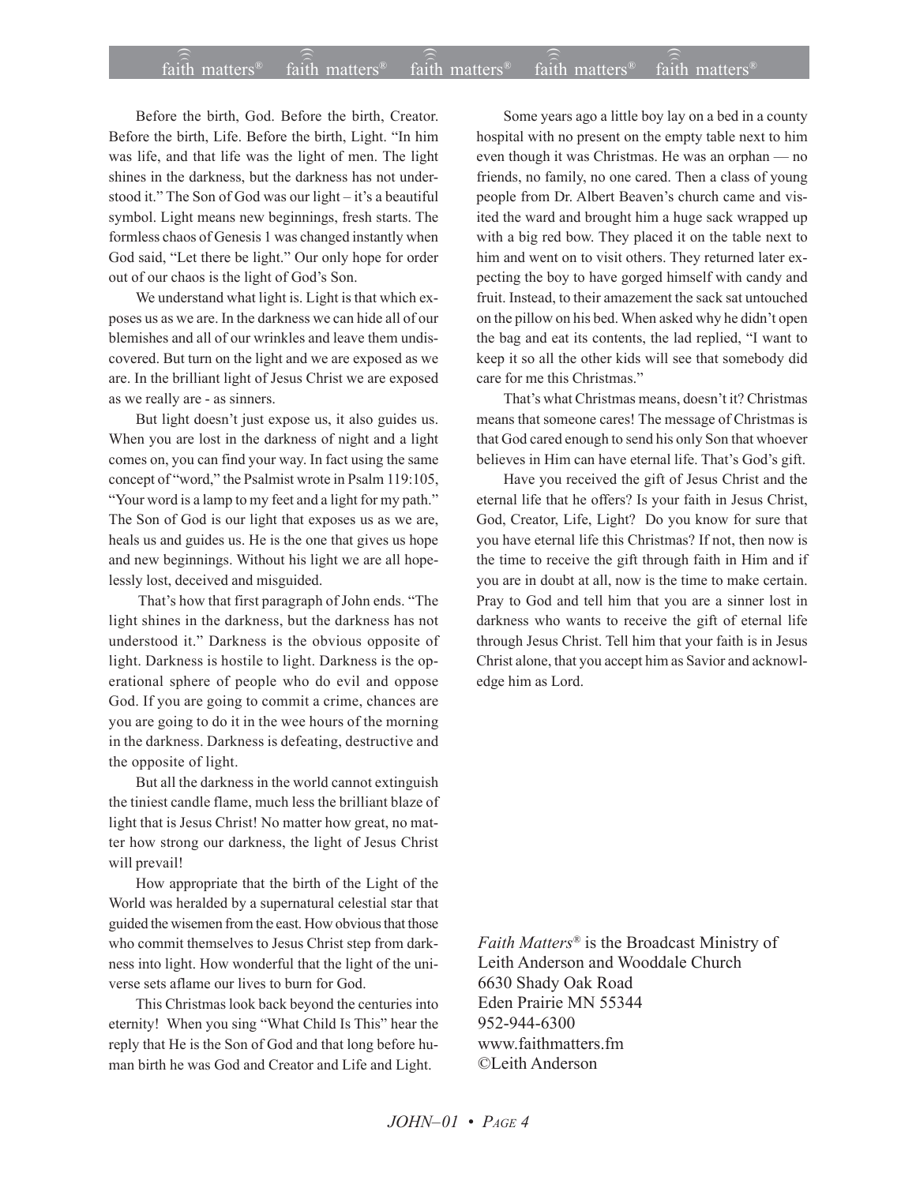Before the birth, God. Before the birth, Creator. Before the birth, Life. Before the birth, Light. "In him was life, and that life was the light of men. The light shines in the darkness, but the darkness has not understood it." The Son of God was our light – it's a beautiful symbol. Light means new beginnings, fresh starts. The formless chaos of Genesis 1 was changed instantly when God said, "Let there be light." Our only hope for order out of our chaos is the light of God's Son.

We understand what light is. Light is that which exposes us as we are. In the darkness we can hide all of our blemishes and all of our wrinkles and leave them undiscovered. But turn on the light and we are exposed as we are. In the brilliant light of Jesus Christ we are exposed as we really are - as sinners.

But light doesn't just expose us, it also guides us. When you are lost in the darkness of night and a light comes on, you can find your way. In fact using the same concept of "word," the Psalmist wrote in Psalm 119:105, "Your word is a lamp to my feet and a light for my path." The Son of God is our light that exposes us as we are, heals us and guides us. He is the one that gives us hope and new beginnings. Without his light we are all hopelessly lost, deceived and misguided.

That's how that first paragraph of John ends. "The light shines in the darkness, but the darkness has not understood it." Darkness is the obvious opposite of light. Darkness is hostile to light. Darkness is the operational sphere of people who do evil and oppose God. If you are going to commit a crime, chances are you are going to do it in the wee hours of the morning in the darkness. Darkness is defeating, destructive and the opposite of light.

But all the darkness in the world cannot extinguish the tiniest candle flame, much less the brilliant blaze of light that is Jesus Christ! No matter how great, no matter how strong our darkness, the light of Jesus Christ will prevail!

How appropriate that the birth of the Light of the World was heralded by a supernatural celestial star that guided the wisemen from the east. How obvious that those who commit themselves to Jesus Christ step from darkness into light. How wonderful that the light of the universe sets aflame our lives to burn for God.

This Christmas look back beyond the centuries into eternity! When you sing "What Child Is This" hear the reply that He is the Son of God and that long before human birth he was God and Creator and Life and Light.

Some years ago a little boy lay on a bed in a county hospital with no present on the empty table next to him even though it was Christmas. He was an orphan — no friends, no family, no one cared. Then a class of young people from Dr. Albert Beaven's church came and visited the ward and brought him a huge sack wrapped up with a big red bow. They placed it on the table next to him and went on to visit others. They returned later expecting the boy to have gorged himself with candy and fruit. Instead, to their amazement the sack sat untouched on the pillow on his bed. When asked why he didn't open the bag and eat its contents, the lad replied, "I want to keep it so all the other kids will see that somebody did care for me this Christmas."

That's what Christmas means, doesn't it? Christmas means that someone cares! The message of Christmas is that God cared enough to send his only Son that whoever believes in Him can have eternal life. That's God's gift.

Have you received the gift of Jesus Christ and the eternal life that he offers? Is your faith in Jesus Christ, God, Creator, Life, Light? Do you know for sure that you have eternal life this Christmas? If not, then now is the time to receive the gift through faith in Him and if you are in doubt at all, now is the time to make certain. Pray to God and tell him that you are a sinner lost in darkness who wants to receive the gift of eternal life through Jesus Christ. Tell him that your faith is in Jesus Christ alone, that you accept him as Savior and acknowledge him as Lord.

*Faith Matters®* is the Broadcast Ministry of
Leith Anderson and Wooddale Church
6630 Shady Oak Road
Eden Prairie MN 55344
952-944-6300
www.faithmatters.fm
©Leith Anderson